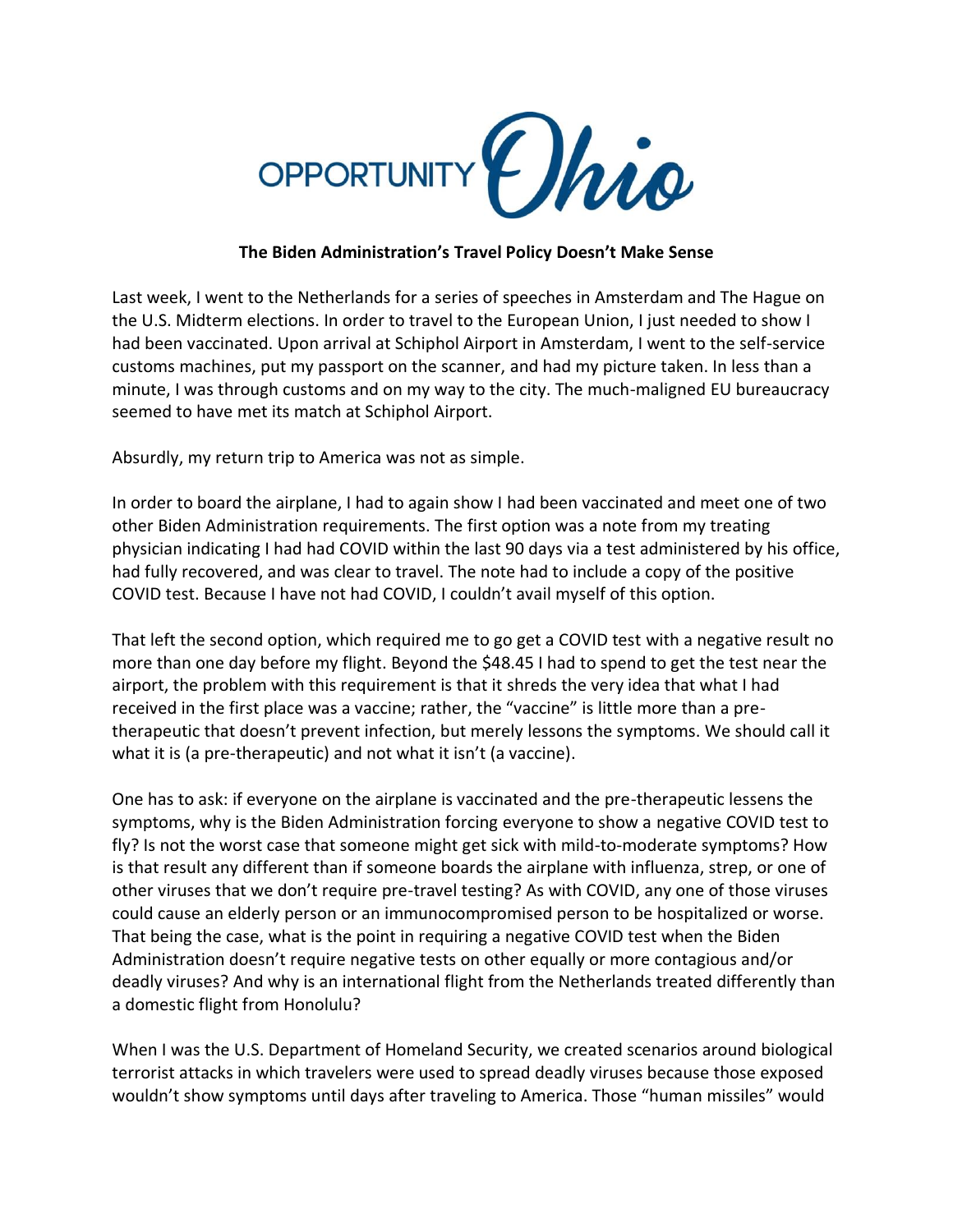OPPORTUNITY Ohio

**The Biden Administration's Travel Policy Doesn't Make Sense**

Last week, I went to the Netherlands for a series of speeches in Amsterdam and The Hague on the U.S. Midterm elections. In order to travel to the European Union, I just needed to show I had been vaccinated. Upon arrival at Schiphol Airport in Amsterdam, I went to the self-service customs machines, put my passport on the scanner, and had my picture taken. In less than a minute, I was through customs and on my way to the city. The much-maligned EU bureaucracy seemed to have met its match at Schiphol Airport.

Absurdly, my return trip to America was not as simple.

In order to board the airplane, I had to again show I had been vaccinated and meet one of two other Biden Administration requirements. The first option was a note from my treating physician indicating I had had COVID within the last 90 days via a test administered by his office, had fully recovered, and was clear to travel. The note had to include a copy of the positive COVID test. Because I have not had COVID, I couldn't avail myself of this option.

That left the second option, which required me to go get a COVID test with a negative result no more than one day before my flight. Beyond the $48.45 I had to spend to get the test near the airport, the problem with this requirement is that it shreds the very idea that what I had received in the first place was a vaccine; rather, the "vaccine" is little more than a pre-therapeutic that doesn't prevent infection, but merely lessons the symptoms. We should call it what it is (a pre-therapeutic) and not what it isn't (a vaccine).

One has to ask: if everyone on the airplane is vaccinated and the pre-therapeutic lessens the symptoms, why is the Biden Administration forcing everyone to show a negative COVID test to fly? Is not the worst case that someone might get sick with mild-to-moderate symptoms? How is that result any different than if someone boards the airplane with influenza, strep, or one of other viruses that we don't require pre-travel testing? As with COVID, any one of those viruses could cause an elderly person or an immunocompromised person to be hospitalized or worse. That being the case, what is the point in requiring a negative COVID test when the Biden Administration doesn't require negative tests on other equally or more contagious and/or deadly viruses? And why is an international flight from the Netherlands treated differently than a domestic flight from Honolulu?

When I was the U.S. Department of Homeland Security, we created scenarios around biological terrorist attacks in which travelers were used to spread deadly viruses because those exposed wouldn't show symptoms until days after traveling to America. Those "human missiles" would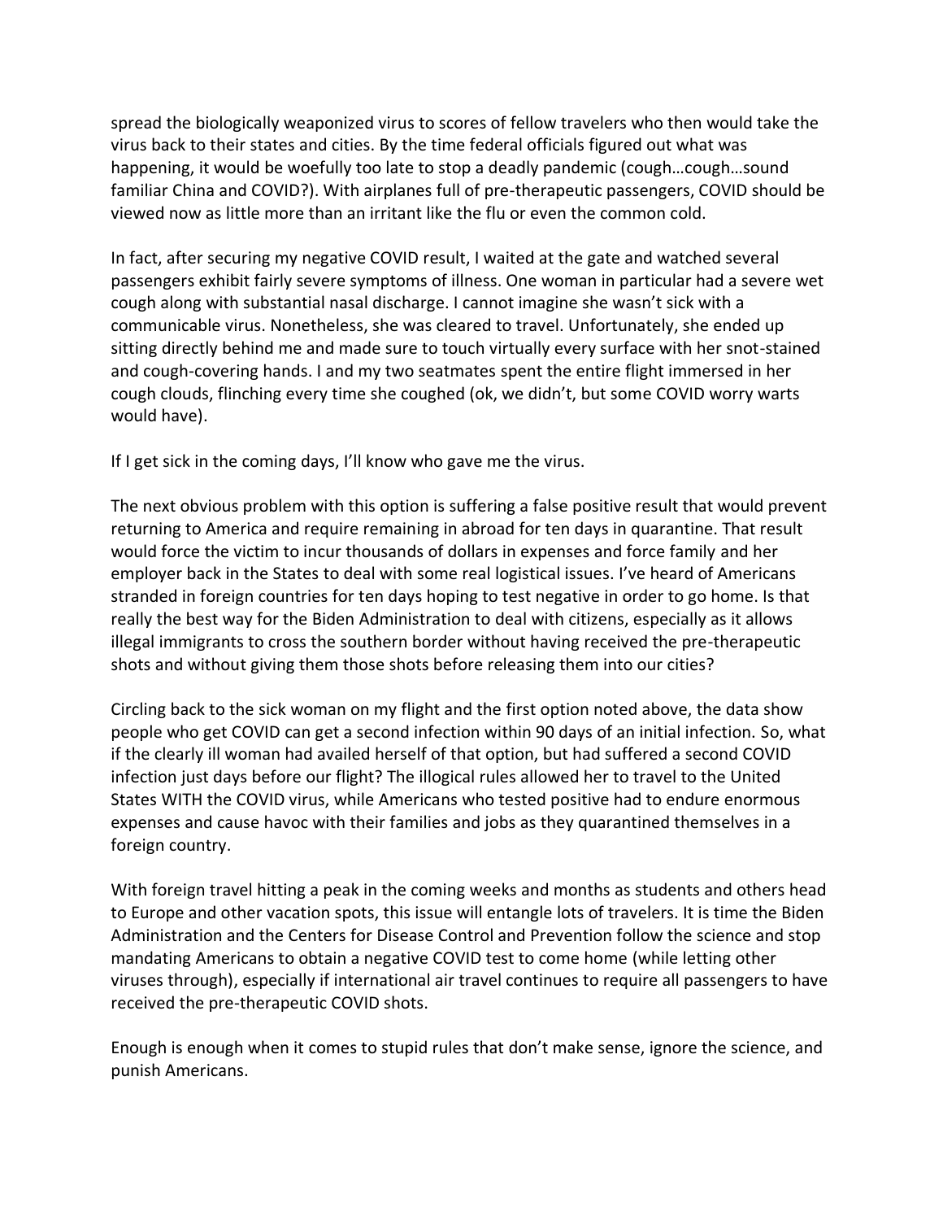spread the biologically weaponized virus to scores of fellow travelers who then would take the virus back to their states and cities. By the time federal officials figured out what was happening, it would be woefully too late to stop a deadly pandemic (cough…cough…sound familiar China and COVID?). With airplanes full of pre-therapeutic passengers, COVID should be viewed now as little more than an irritant like the flu or even the common cold.

In fact, after securing my negative COVID result, I waited at the gate and watched several passengers exhibit fairly severe symptoms of illness. One woman in particular had a severe wet cough along with substantial nasal discharge. I cannot imagine she wasn't sick with a communicable virus. Nonetheless, she was cleared to travel. Unfortunately, she ended up sitting directly behind me and made sure to touch virtually every surface with her snot-stained and cough-covering hands. I and my two seatmates spent the entire flight immersed in her cough clouds, flinching every time she coughed (ok, we didn't, but some COVID worry warts would have).

If I get sick in the coming days, I'll know who gave me the virus.

The next obvious problem with this option is suffering a false positive result that would prevent returning to America and require remaining in abroad for ten days in quarantine. That result would force the victim to incur thousands of dollars in expenses and force family and her employer back in the States to deal with some real logistical issues. I've heard of Americans stranded in foreign countries for ten days hoping to test negative in order to go home. Is that really the best way for the Biden Administration to deal with citizens, especially as it allows illegal immigrants to cross the southern border without having received the pre-therapeutic shots and without giving them those shots before releasing them into our cities?

Circling back to the sick woman on my flight and the first option noted above, the data show people who get COVID can get a second infection within 90 days of an initial infection. So, what if the clearly ill woman had availed herself of that option, but had suffered a second COVID infection just days before our flight? The illogical rules allowed her to travel to the United States WITH the COVID virus, while Americans who tested positive had to endure enormous expenses and cause havoc with their families and jobs as they quarantined themselves in a foreign country.

With foreign travel hitting a peak in the coming weeks and months as students and others head to Europe and other vacation spots, this issue will entangle lots of travelers. It is time the Biden Administration and the Centers for Disease Control and Prevention follow the science and stop mandating Americans to obtain a negative COVID test to come home (while letting other viruses through), especially if international air travel continues to require all passengers to have received the pre-therapeutic COVID shots.

Enough is enough when it comes to stupid rules that don't make sense, ignore the science, and punish Americans.